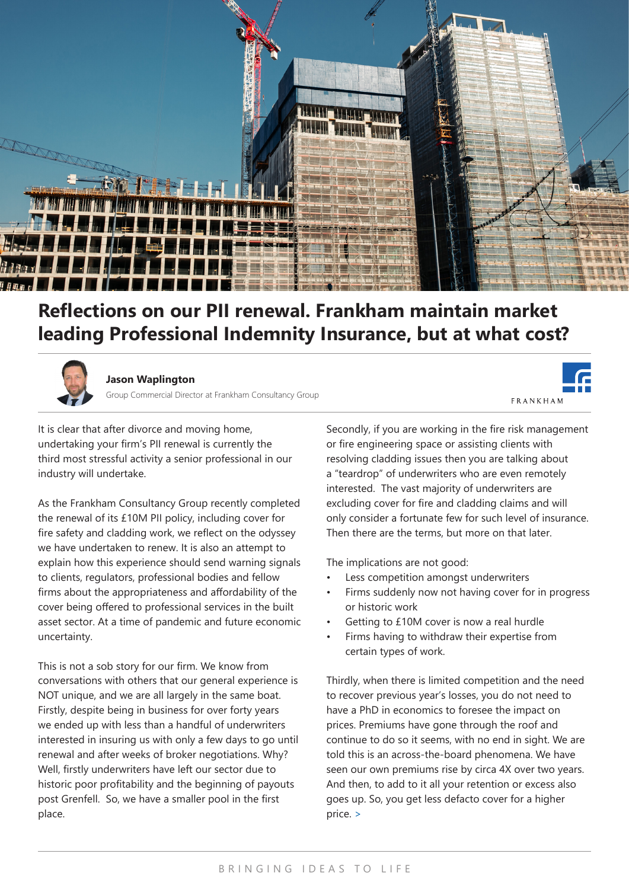# Reflections on our PII renewal. Frankham maintain market leading Professional Indemnity Insurance, but at what cost?

**Jason Waplington**
Group Commercial Director at Frankham Consultancy Group

FRANKHAM

It is clear that after divorce and moving home, undertaking your firm's PII renewal is currently the third most stressful activity a senior professional in our industry will undertake.

As the Frankham Consultancy Group recently completed the renewal of its £10M PII policy, including cover for fire safety and cladding work, we reflect on the odyssey we have undertaken to renew. It is also an attempt to explain how this experience should send warning signals to clients, regulators, professional bodies and fellow firms about the appropriateness and affordability of the cover being offered to professional services in the built asset sector. At a time of pandemic and future economic uncertainty.

This is not a sob story for our firm. We know from conversations with others that our general experience is NOT unique, and we are all largely in the same boat. Firstly, despite being in business for over forty years we ended up with less than a handful of underwriters interested in insuring us with only a few days to go until renewal and after weeks of broker negotiations. Why? Well, firstly underwriters have left our sector due to historic poor profitability and the beginning of payouts post Grenfell. So, we have a smaller pool in the first place.

Secondly, if you are working in the fire risk management or fire engineering space or assisting clients with resolving cladding issues then you are talking about a "teardrop" of underwriters who are even remotely interested. The vast majority of underwriters are excluding cover for fire and cladding claims and will only consider a fortunate few for such level of insurance. Then there are the terms, but more on that later.

The implications are not good:

- Less competition amongst underwriters
- Firms suddenly now not having cover for in progress or historic work
- Getting to £10M cover is now a real hurdle
- Firms having to withdraw their expertise from certain types of work.

Thirdly, when there is limited competition and the need to recover previous year's losses, you do not need to have a PhD in economics to foresee the impact on prices. Premiums have gone through the roof and continue to do so it seems, with no end in sight. We are told this is an across-the-board phenomena. We have seen our own premiums rise by circa 4X over two years. And then, to add to it all your retention or excess also goes up. So, you get less defacto cover for a higher price. >

BRINGING IDEAS TO LIFE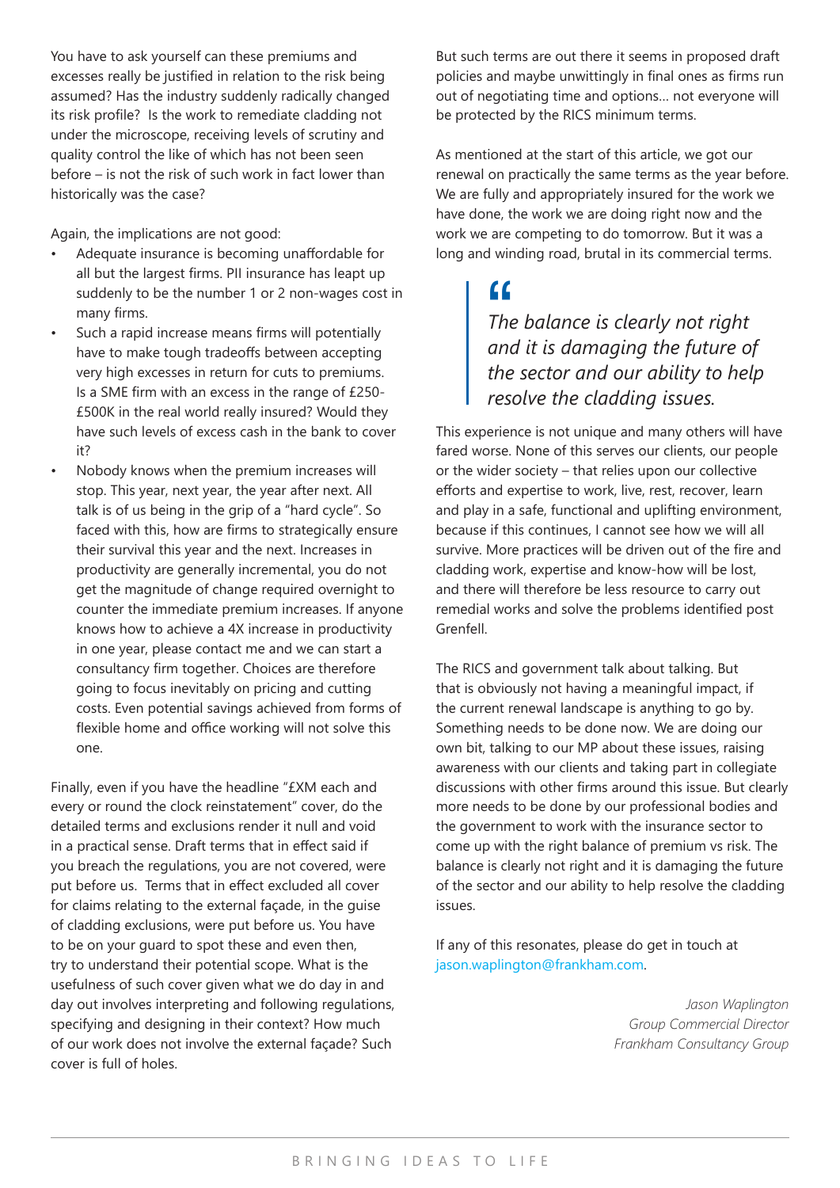You have to ask yourself can these premiums and excesses really be justified in relation to the risk being assumed? Has the industry suddenly radically changed its risk profile? Is the work to remediate cladding not under the microscope, receiving levels of scrutiny and quality control the like of which has not been seen before – is not the risk of such work in fact lower than historically was the case?

Again, the implications are not good:

- Adequate insurance is becoming unaffordable for all but the largest firms. PII insurance has leapt up suddenly to be the number 1 or 2 non-wages cost in many firms.
- Such a rapid increase means firms will potentially have to make tough tradeoffs between accepting very high excesses in return for cuts to premiums. Is a SME firm with an excess in the range of £250-£500K in the real world really insured? Would they have such levels of excess cash in the bank to cover it?
- Nobody knows when the premium increases will stop. This year, next year, the year after next. All talk is of us being in the grip of a "hard cycle". So faced with this, how are firms to strategically ensure their survival this year and the next. Increases in productivity are generally incremental, you do not get the magnitude of change required overnight to counter the immediate premium increases. If anyone knows how to achieve a 4X increase in productivity in one year, please contact me and we can start a consultancy firm together. Choices are therefore going to focus inevitably on pricing and cutting costs. Even potential savings achieved from forms of flexible home and office working will not solve this one.

Finally, even if you have the headline "£XM each and every or round the clock reinstatement" cover, do the detailed terms and exclusions render it null and void in a practical sense. Draft terms that in effect said if you breach the regulations, you are not covered, were put before us. Terms that in effect excluded all cover for claims relating to the external façade, in the guise of cladding exclusions, were put before us. You have to be on your guard to spot these and even then, try to understand their potential scope. What is the usefulness of such cover given what we do day in and day out involves interpreting and following regulations, specifying and designing in their context? How much of our work does not involve the external façade? Such cover is full of holes.

But such terms are out there it seems in proposed draft policies and maybe unwittingly in final ones as firms run out of negotiating time and options... not everyone will be protected by the RICS minimum terms.

As mentioned at the start of this article, we got our renewal on practically the same terms as the year before. We are fully and appropriately insured for the work we have done, the work we are doing right now and the work we are competing to do tomorrow. But it was a long and winding road, brutal in its commercial terms.

> "
> *The balance is clearly not right and it is damaging the future of the sector and our ability to help resolve the cladding issues.*

This experience is not unique and many others will have fared worse. None of this serves our clients, our people or the wider society – that relies upon our collective efforts and expertise to work, live, rest, recover, learn and play in a safe, functional and uplifting environment, because if this continues, I cannot see how we will all survive. More practices will be driven out of the fire and cladding work, expertise and know-how will be lost, and there will therefore be less resource to carry out remedial works and solve the problems identified post Grenfell.

The RICS and government talk about talking. But that is obviously not having a meaningful impact, if the current renewal landscape is anything to go by. Something needs to be done now. We are doing our own bit, talking to our MP about these issues, raising awareness with our clients and taking part in collegiate discussions with other firms around this issue. But clearly more needs to be done by our professional bodies and the government to work with the insurance sector to come up with the right balance of premium vs risk. The balance is clearly not right and it is damaging the future of the sector and our ability to help resolve the cladding issues.

If any of this resonates, please do get in touch at jason.waplington@frankham.com.

*Jason Waplington*
*Group Commercial Director*
*Frankham Consultancy Group*